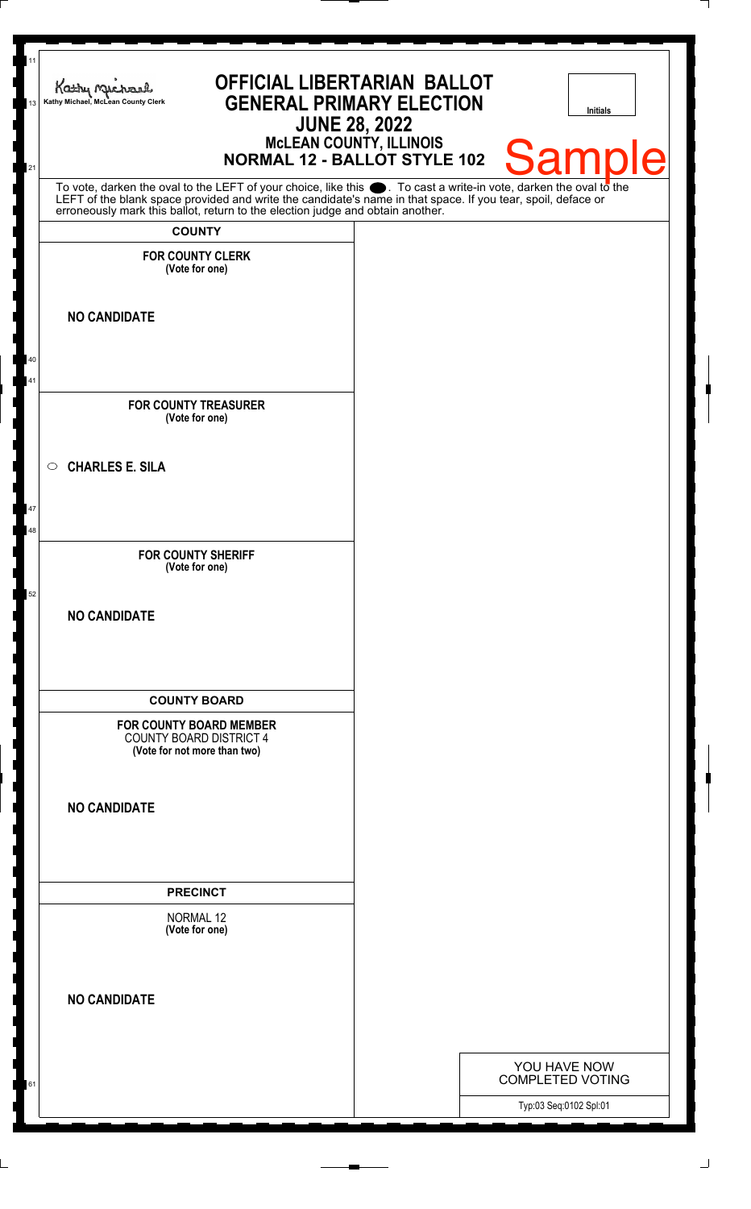Kathy Michael, McLean County Clerk

# OFFICIAL LIBERTARIAN BALLOT
# GENERAL PRIMARY ELECTION
## JUNE 28, 2022
### McLEAN COUNTY, ILLINOIS
### NORMAL 12 - BALLOT STYLE 102

Initials

Sample

To vote, darken the oval to the LEFT of your choice, like this ⬬. To cast a write-in vote, darken the oval to the LEFT of the blank space provided and write the candidate's name in that space. If you tear, spoil, deface or erroneously mark this ballot, return to the election judge and obtain another.

**COUNTY**

**FOR COUNTY CLERK**
**(Vote for one)**

**NO CANDIDATE**

**FOR COUNTY TREASURER**
**(Vote for one)**

○ **CHARLES E. SILA**

**FOR COUNTY SHERIFF**
**(Vote for one)**

**NO CANDIDATE**

**COUNTY BOARD**

**FOR COUNTY BOARD MEMBER**
COUNTY BOARD DISTRICT 4
**(Vote for not more than two)**

**NO CANDIDATE**

**PRECINCT**

NORMAL 12
**(Vote for one)**

**NO CANDIDATE**

YOU HAVE NOW COMPLETED VOTING

Typ:03 Seq:0102 Spl:01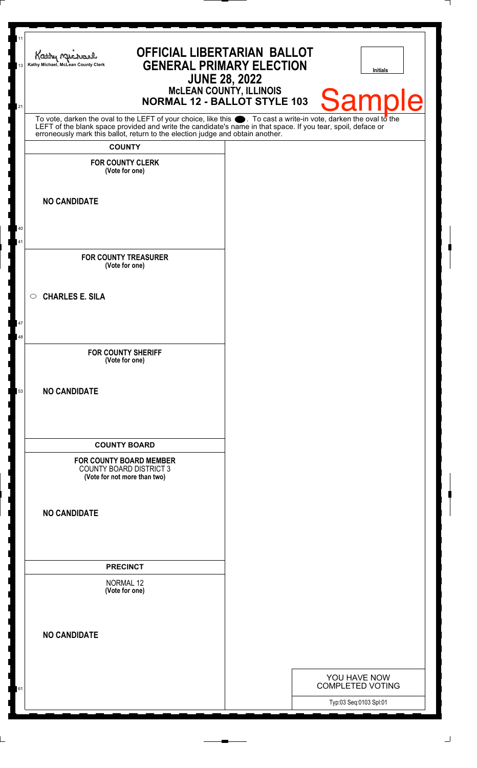Kathy Michael, McLean County Clerk

# OFFICIAL LIBERTARIAN BALLOT
## GENERAL PRIMARY ELECTION
## JUNE 28, 2022
### McLEAN COUNTY, ILLINOIS
### NORMAL 12 - BALLOT STYLE 103

Initials

Sample

To vote, darken the oval to the LEFT of your choice, like this ⬬. To cast a write-in vote, darken the oval to the LEFT of the blank space provided and write the candidate's name in that space. If you tear, spoil, deface or erroneously mark this ballot, return to the election judge and obtain another.

**COUNTY**

**FOR COUNTY CLERK**
**(Vote for one)**

**NO CANDIDATE**

**FOR COUNTY TREASURER**
**(Vote for one)**

○ **CHARLES E. SILA**

**FOR COUNTY SHERIFF**
**(Vote for one)**

**NO CANDIDATE**

**COUNTY BOARD**

**FOR COUNTY BOARD MEMBER**
COUNTY BOARD DISTRICT 3
**(Vote for not more than two)**

**NO CANDIDATE**

**PRECINCT**

NORMAL 12
**(Vote for one)**

**NO CANDIDATE**

YOU HAVE NOW COMPLETED VOTING

Typ:03 Seq:0103 Spl:01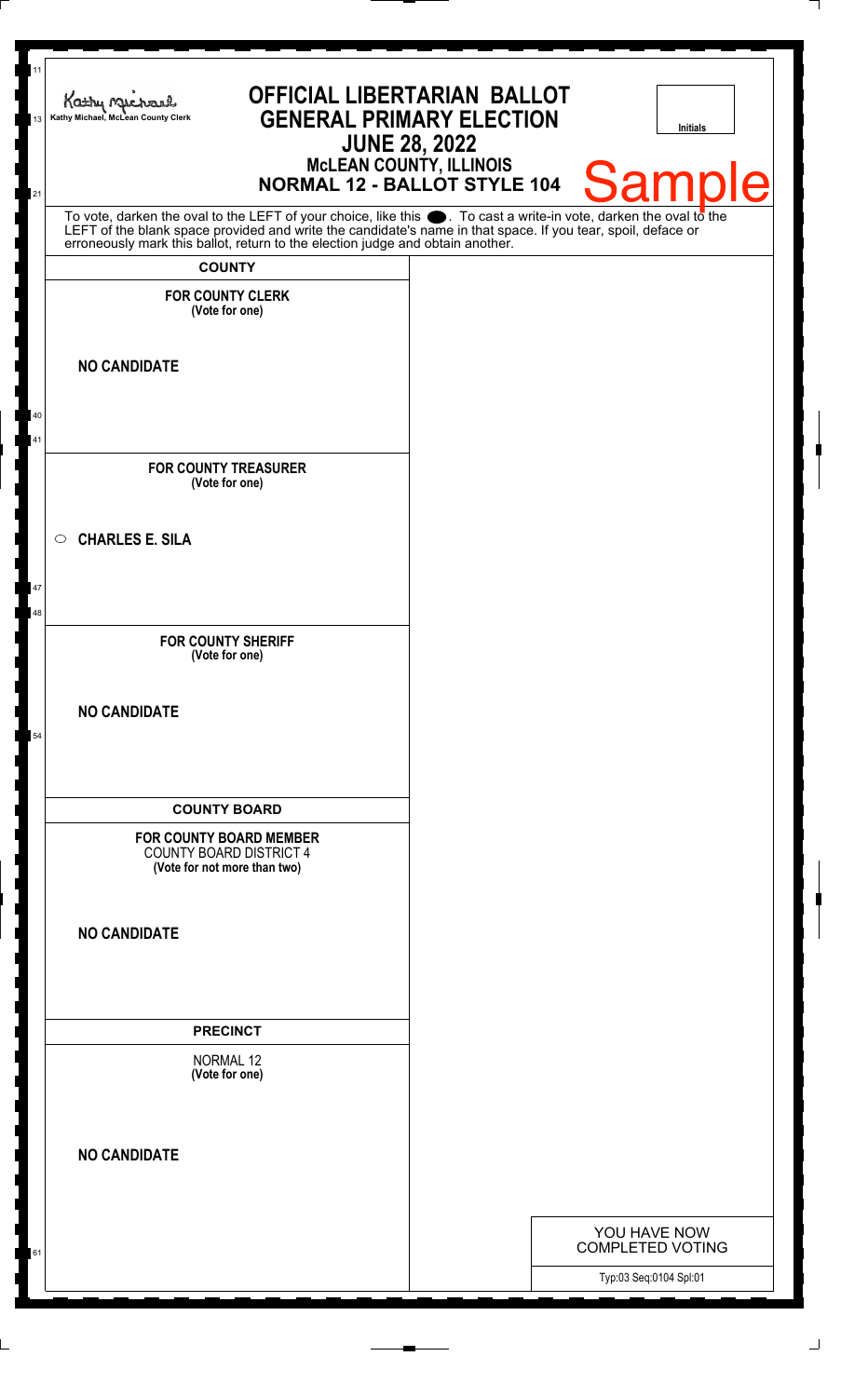Kathy Michael, McLean County Clerk

# OFFICIAL LIBERTARIAN BALLOT
# GENERAL PRIMARY ELECTION
## JUNE 28, 2022
### McLEAN COUNTY, ILLINOIS
### NORMAL 12 - BALLOT STYLE 104

Initials

Sample

To vote, darken the oval to the LEFT of your choice, like this ●. To cast a write-in vote, darken the oval to the LEFT of the blank space provided and write the candidate's name in that space. If you tear, spoil, deface or erroneously mark this ballot, return to the election judge and obtain another.

**COUNTY**

**FOR COUNTY CLERK**
**(Vote for one)**

**NO CANDIDATE**

**FOR COUNTY TREASURER**
**(Vote for one)**

○ **CHARLES E. SILA**

**FOR COUNTY SHERIFF**
**(Vote for one)**

**NO CANDIDATE**

**COUNTY BOARD**

**FOR COUNTY BOARD MEMBER**
COUNTY BOARD DISTRICT 4
**(Vote for not more than two)**

**NO CANDIDATE**

**PRECINCT**

NORMAL 12
**(Vote for one)**

**NO CANDIDATE**

YOU HAVE NOW COMPLETED VOTING

Typ:03 Seq:0104 Spl:01